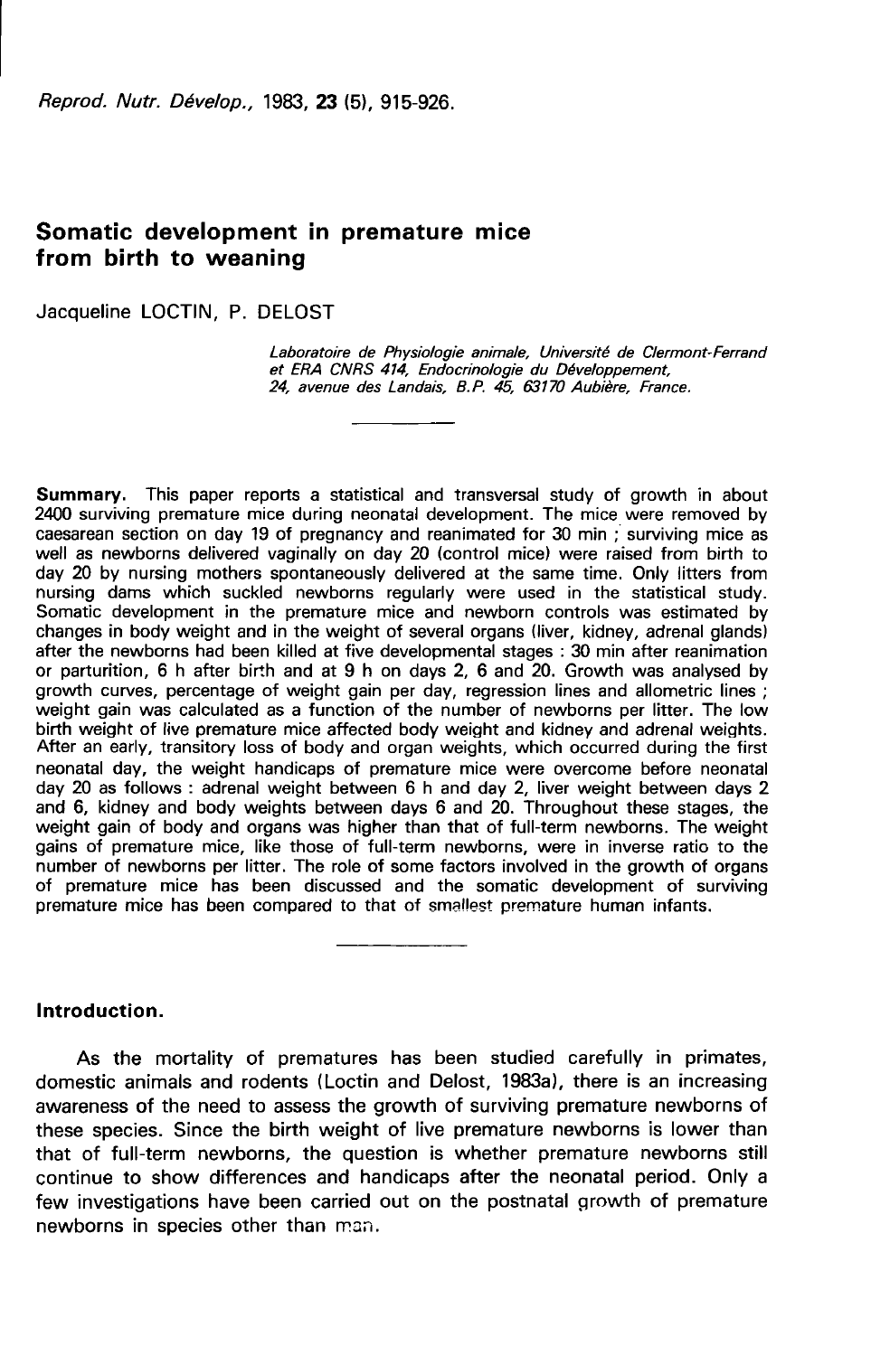# Somatic development in premature mice from birth to weaning

Jacqueline LOCTIN, P. DELOST

*Laboratoire de Physiologie animale, Université de Clermont-Ferrand et ERA CNRS 414, Endocrinologie du Développement, 24, avenue des Landais, B.P. 45, 63170 Aubière, France.*

**Summary.** This paper reports a statistical and transversal study of growth in about 2400 surviving premature mice during neonatal development. The mice were removed by caesarean section on day 19 of pregnancy and reanimated for 30 min ; surviving mice as well as newborns delivered vaginally on day 20 (control mice) were raised from birth to day 20 by nursing mothers spontaneously delivered at the same time. Only litters from nursing dams which suckled newborns regularly were used in the statistical study. Somatic development in the premature mice and newborn controls was estimated by changes in body weight and in the weight of several organs (liver, kidney, adrenal glands) after the newborns had been killed at five developmental stages : 30 min after reanimation or parturition, 6 h after birth and at 9 h on days 2, 6 and 20. Growth was analysed by growth curves, percentage of weight gain per day, regression lines and allometric lines ; weight gain was calculated as a function of the number of newborns per litter. The low birth weight of live premature mice affected body weight and kidney and adrenal weights. After an early, transitory loss of body and organ weights, which occurred during the first neonatal day, the weight handicaps of premature mice were overcome before neonatal day 20 as follows : adrenal weight between 6 h and day 2, liver weight between days 2 and 6, kidney and body weights between days 6 and 20. Throughout these stages, the weight gain of body and organs was higher than that of full-term newborns. The weight gains of premature mice, like those of full-term newborns, were in inverse ratio to the number of newborns per litter. The role of some factors involved in the growth of organs of premature mice has been discussed and the somatic development of surviving premature mice has been compared to that of smallest premature human infants.

## Introduction.

As the mortality of prematures has been studied carefully in primates, domestic animals and rodents (Loctin and Delost, 1983a), there is an increasing awareness of the need to assess the growth of surviving premature newborns of these species. Since the birth weight of live premature newborns is lower than that of full-term newborns, the question is whether premature newborns still continue to show differences and handicaps after the neonatal period. Only a few investigations have been carried out on the postnatal growth of premature newborns in species other than man.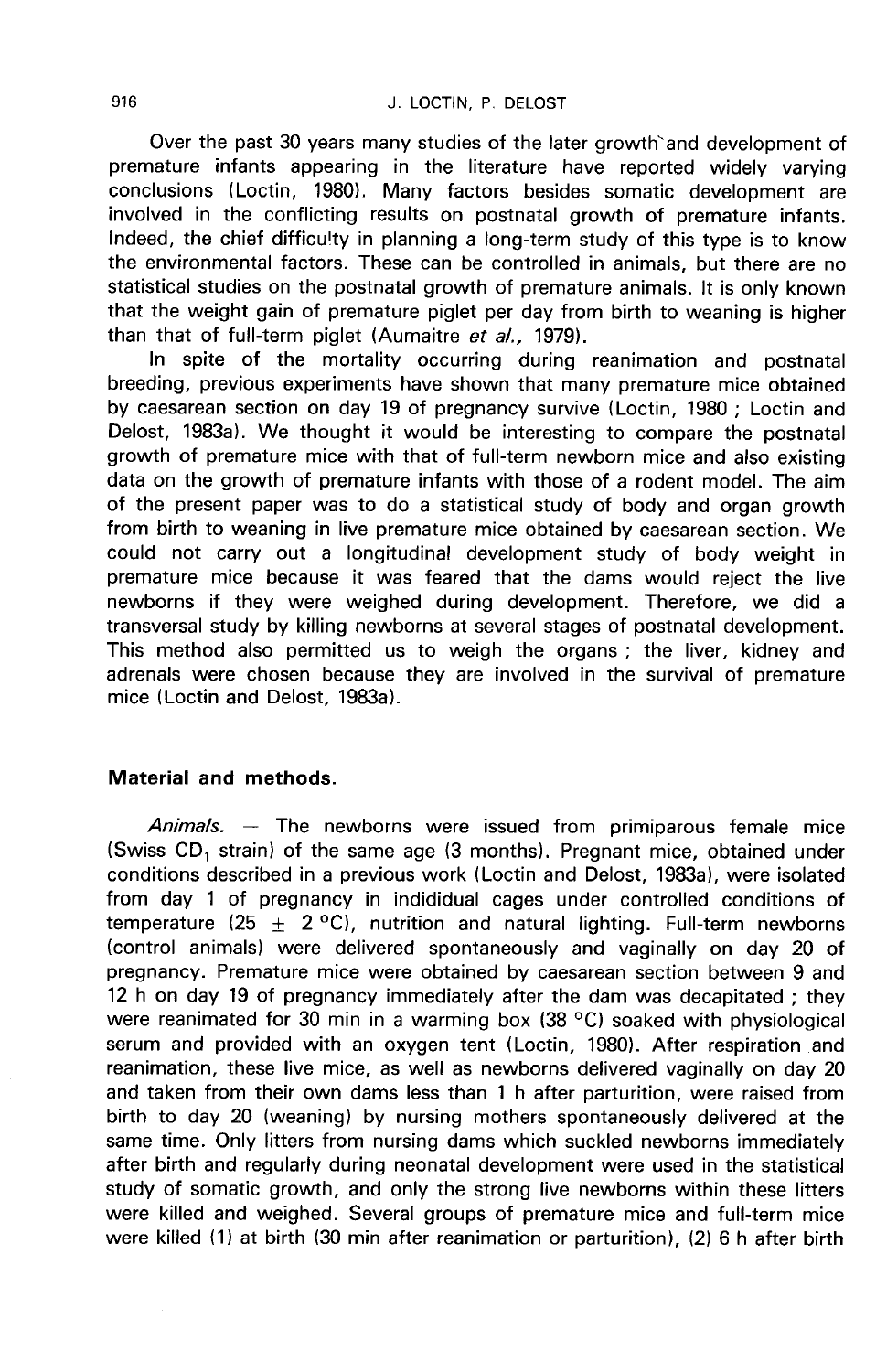Over the past 30 years many studies of the later growth and development of premature infants appearing in the literature have reported widely varying conclusions (Loctin, 1980). Many factors besides somatic development are involved in the conflicting results on postnatal growth of premature infants. Indeed, the chief difficulty in planning a long-term study of this type is to know the environmental factors. These can be controlled in animals, but there are no statistical studies on the postnatal growth of premature animals. It is only known that the weight gain of premature piglet per day from birth to weaning is higher than that of full-term piglet (Aumaitre *et al.*, 1979).

In spite of the mortality occurring during reanimation and postnatal breeding, previous experiments have shown that many premature mice obtained by caesarean section on day 19 of pregnancy survive (Loctin, 1980 ; Loctin and Delost, 1983a). We thought it would be interesting to compare the postnatal growth of premature mice with that of full-term newborn mice and also existing data on the growth of premature infants with those of a rodent model. The aim of the present paper was to do a statistical study of body and organ growth from birth to weaning in live premature mice obtained by caesarean section. We could not carry out a longitudinal development study of body weight in premature mice because it was feared that the dams would reject the live newborns if they were weighed during development. Therefore, we did a transversal study by killing newborns at several stages of postnatal development. This method also permitted us to weigh the organs ; the liver, kidney and adrenals were chosen because they are involved in the survival of premature mice (Loctin and Delost, 1983a).

## Material and methods.

*Animals.* — The newborns were issued from primiparous female mice (Swiss $CD_1$ strain) of the same age (3 months). Pregnant mice, obtained under conditions described in a previous work (Loctin and Delost, 1983a), were isolated from day 1 of pregnancy in indididual cages under controlled conditions of temperature (25 ± 2 °C), nutrition and natural lighting. Full-term newborns (control animals) were delivered spontaneously and vaginally on day 20 of pregnancy. Premature mice were obtained by caesarean section between 9 and 12 h on day 19 of pregnancy immediately after the dam was decapitated ; they were reanimated for 30 min in a warming box (38 °C) soaked with physiological serum and provided with an oxygen tent (Loctin, 1980). After respiration and reanimation, these live mice, as well as newborns delivered vaginally on day 20 and taken from their own dams less than 1 h after parturition, were raised from birth to day 20 (weaning) by nursing mothers spontaneously delivered at the same time. Only litters from nursing dams which suckled newborns immediately after birth and regularly during neonatal development were used in the statistical study of somatic growth, and only the strong live newborns within these litters were killed and weighed. Several groups of premature mice and full-term mice were killed (1) at birth (30 min after reanimation or parturition), (2) 6 h after birth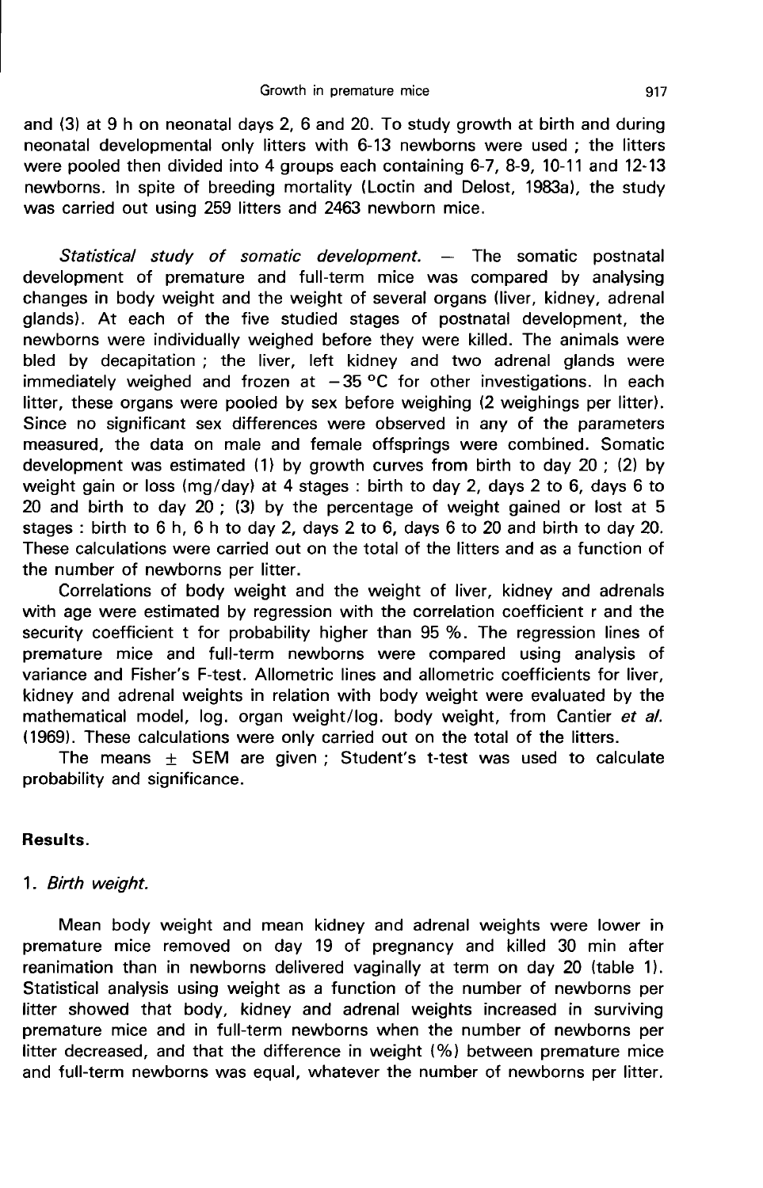and (3) at 9 h on neonatal days 2, 6 and 20. To study growth at birth and during neonatal developmental only litters with 6-13 newborns were used ; the litters were pooled then divided into 4 groups each containing 6-7, 8-9, 10-11 and 12-13 newborns. In spite of breeding mortality (Loctin and Delost, 1983a), the study was carried out using 259 litters and 2463 newborn mice.

*Statistical study of somatic development.* — The somatic postnatal development of premature and full-term mice was compared by analysing changes in body weight and the weight of several organs (liver, kidney, adrenal glands). At each of the five studied stages of postnatal development, the newborns were individually weighed before they were killed. The animals were bled by decapitation ; the liver, left kidney and two adrenal glands were immediately weighed and frozen at −35 °C for other investigations. In each litter, these organs were pooled by sex before weighing (2 weighings per litter). Since no significant sex differences were observed in any of the parameters measured, the data on male and female offsprings were combined. Somatic development was estimated (1) by growth curves from birth to day 20 ; (2) by weight gain or loss (mg/day) at 4 stages : birth to day 2, days 2 to 6, days 6 to 20 and birth to day 20 ; (3) by the percentage of weight gained or lost at 5 stages : birth to 6 h, 6 h to day 2, days 2 to 6, days 6 to 20 and birth to day 20. These calculations were carried out on the total of the litters and as a function of the number of newborns per litter.

Correlations of body weight and the weight of liver, kidney and adrenals with age were estimated by regression with the correlation coefficient r and the security coefficient t for probability higher than 95 %. The regression lines of premature mice and full-term newborns were compared using analysis of variance and Fisher's F-test. Allometric lines and allometric coefficients for liver, kidney and adrenal weights in relation with body weight were evaluated by the mathematical model, log. organ weight/log. body weight, from Cantier *et al.* (1969). These calculations were only carried out on the total of the litters.

The means ± SEM are given ; Student's t-test was used to calculate probability and significance.

## Results.

### 1. *Birth weight.*

Mean body weight and mean kidney and adrenal weights were lower in premature mice removed on day 19 of pregnancy and killed 30 min after reanimation than in newborns delivered vaginally at term on day 20 (table 1). Statistical analysis using weight as a function of the number of newborns per litter showed that body, kidney and adrenal weights increased in surviving premature mice and in full-term newborns when the number of newborns per litter decreased, and that the difference in weight (%) between premature mice and full-term newborns was equal, whatever the number of newborns per litter.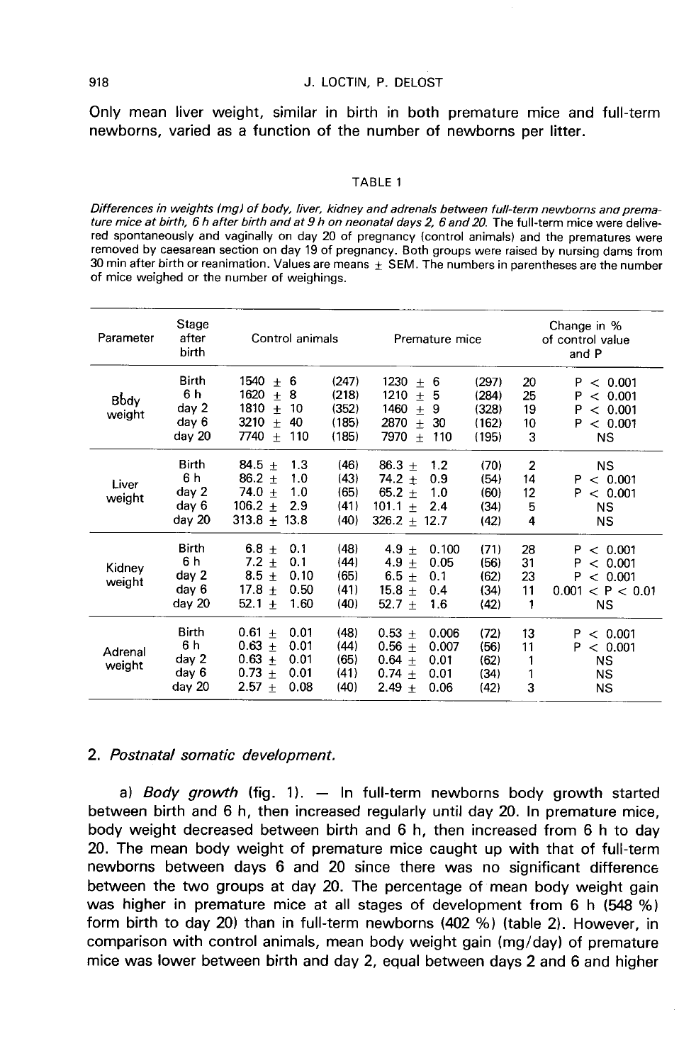Only mean liver weight, similar in birth in both premature mice and full-term newborns, varied as a function of the number of newborns per litter.

TABLE 1

*Differences in weights (mg) of body, liver, kidney and adrenals between full-term newborns and premature mice at birth, 6 h after birth and at 9 h on neonatal days 2, 6 and 20. The full-term mice were delivered spontaneously and vaginally on day 20 of pregnancy (control animals) and the prematures were removed by caesarean section on day 19 of pregnancy. Both groups were raised by nursing dams from 30 min after birth or reanimation. Values are means ± SEM. The numbers in parentheses are the number of mice weighed or the number of weighings.*

| Parameter | Stage after birth | Control animals | | Premature mice | | Change in % of control value and P | |
|---|---|---|---|---|---|---|---|
| Body weight | Birth | 1540 ± 6 | (247) | 1230 ± 6 | (297) | 20 | $P < 0.001$ |
| | 6 h | 1620 ± 8 | (218) | 1210 ± 5 | (284) | 25 | $P < 0.001$ |
| | day 2 | 1810 ± 10 | (352) | 1460 ± 9 | (328) | 19 | $P < 0.001$ |
| | day 6 | 3210 ± 40 | (185) | 2870 ± 30 | (162) | 10 | $P < 0.001$ |
| | day 20 | 7740 ± 110 | (185) | 7970 ± 110 | (195) | 3 | NS |
| Liver weight | Birth | 84.5 ± 1.3 | (46) | 86.3 ± 1.2 | (70) | 2 | NS |
| | 6 h | 86.2 ± 1.0 | (43) | 74.2 ± 0.9 | (54) | 14 | $P < 0.001$ |
| | day 2 | 74.0 ± 1.0 | (65) | 65.2 ± 1.0 | (60) | 12 | $P < 0.001$ |
| | day 6 | 106.2 ± 2.9 | (41) | 101.1 ± 2.4 | (34) | 5 | NS |
| | day 20 | 313.8 ± 13.8 | (40) | 326.2 ± 12.7 | (42) | 4 | NS |
| Kidney weight | Birth | 6.8 ± 0.1 | (48) | 4.9 ± 0.100 | (71) | 28 | $P < 0.001$ |
| | 6 h | 7.2 ± 0.1 | (44) | 4.9 ± 0.05 | (56) | 31 | $P < 0.001$ |
| | day 2 | 8.5 ± 0.10 | (65) | 6.5 ± 0.1 | (62) | 23 | $P < 0.001$ |
| | day 6 | 17.8 ± 0.50 | (41) | 15.8 ± 0.4 | (34) | 11 | $0.001 < P < 0.01$ |
| | day 20 | 52.1 ± 1.60 | (40) | 52.7 ± 1.6 | (42) | 1 | NS |
| Adrenal weight | Birth | 0.61 ± 0.01 | (48) | 0.53 ± 0.006 | (72) | 13 | $P < 0.001$ |
| | 6 h | 0.63 ± 0.01 | (44) | 0.56 ± 0.007 | (56) | 11 | $P < 0.001$ |
| | day 2 | 0.63 ± 0.01 | (65) | 0.64 ± 0.01 | (62) | 1 | NS |
| | day 6 | 0.73 ± 0.01 | (41) | 0.74 ± 0.01 | (34) | 1 | NS |
| | day 20 | 2.57 ± 0.08 | (40) | 2.49 ± 0.06 | (42) | 3 | NS |

## 2. *Postnatal somatic development.*

a) *Body growth* (fig. 1). — In full-term newborns body growth started between birth and 6 h, then increased regularly until day 20. In premature mice, body weight decreased between birth and 6 h, then increased from 6 h to day 20. The mean body weight of premature mice caught up with that of full-term newborns between days 6 and 20 since there was no significant difference between the two groups at day 20. The percentage of mean body weight gain was higher in premature mice at all stages of development from 6 h (548 %) form birth to day 20) than in full-term newborns (402 %) (table 2). However, in comparison with control animals, mean body weight gain (mg/day) of premature mice was lower between birth and day 2, equal between days 2 and 6 and higher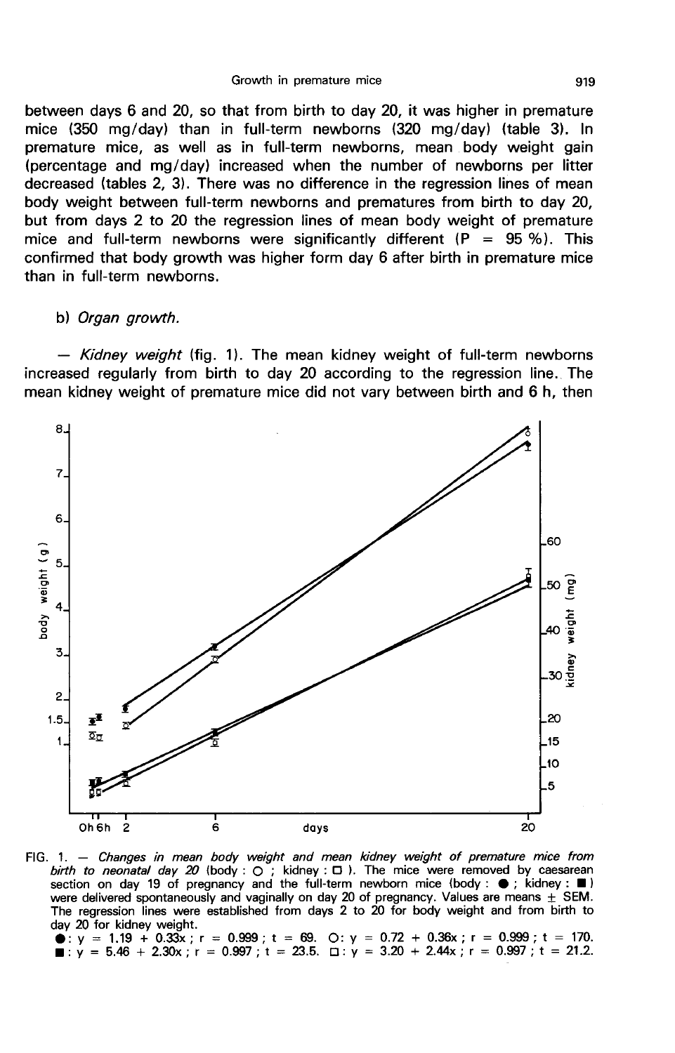between days 6 and 20, so that from birth to day 20, it was higher in premature mice (350 mg/day) than in full-term newborns (320 mg/day) (table 3). In premature mice, as well as in full-term newborns, mean body weight gain (percentage and mg/day) increased when the number of newborns per litter decreased (tables 2, 3). There was no difference in the regression lines of mean body weight between full-term newborns and prematures from birth to day 20, but from days 2 to 20 the regression lines of mean body weight of premature mice and full-term newborns were significantly different (P = 95 %). This confirmed that body growth was higher form day 6 after birth in premature mice than in full-term newborns.

b) *Organ growth.*

— *Kidney weight* (fig. 1). The mean kidney weight of full-term newborns increased regularly from birth to day 20 according to the regression line. The mean kidney weight of premature mice did not vary between birth and 6 h, then

FIG. 1. — *Changes in mean body weight and mean kidney weight of premature mice from birth to neonatal day 20* (body : ○ ; kidney : □ ). The mice were removed by caesarean section on day 19 of pregnancy and the full-term newborn mice (body : ● ; kidney : ■ ) were delivered spontaneously and vaginally on day 20 of pregnancy. Values are means ± SEM. The regression lines were established from days 2 to 20 for body weight and from birth to day 20 for kidney weight.
●: $y = 1.19 + 0.33x$ ; $r = 0.999$ ; $t = 69$. ○: $y = 0.72 + 0.36x$ ; $r = 0.999$ ; $t = 170$.
■: $y = 5.46 + 2.30x$ ; $r = 0.997$ ; $t = 23.5$. □: $y = 3.20 + 2.44x$ ; $r = 0.997$ ; $t = 21.2$.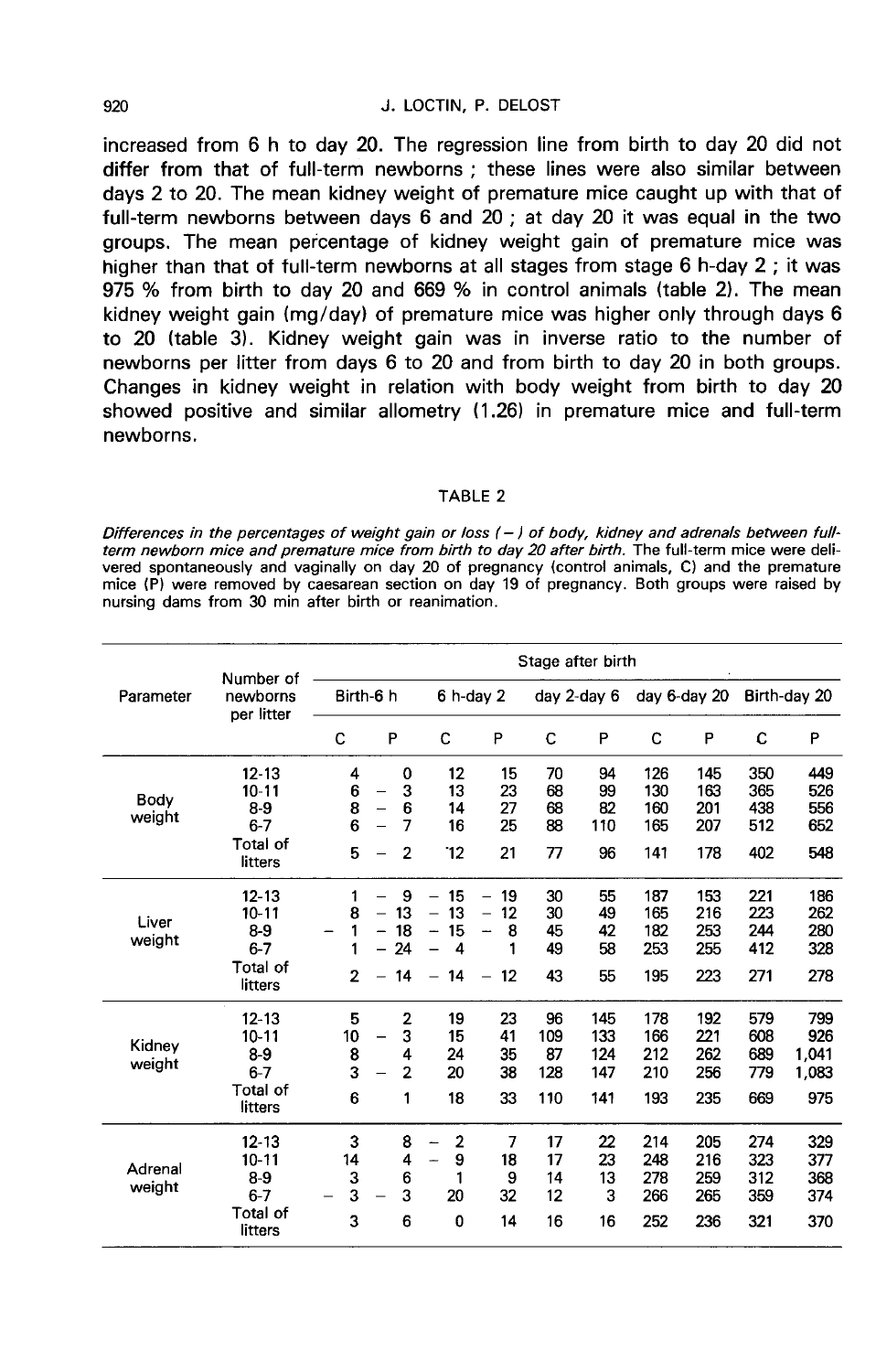increased from 6 h to day 20. The regression line from birth to day 20 did not differ from that of full-term newborns ; these lines were also similar between days 2 to 20. The mean kidney weight of premature mice caught up with that of full-term newborns between days 6 and 20 ; at day 20 it was equal in the two groups. The mean percentage of kidney weight gain of premature mice was higher than that of full-term newborns at all stages from stage 6 h-day 2 ; it was 975 % from birth to day 20 and 669 % in control animals (table 2). The mean kidney weight gain (mg/day) of premature mice was higher only through days 6 to 20 (table 3). Kidney weight gain was in inverse ratio to the number of newborns per litter from days 6 to 20 and from birth to day 20 in both groups. Changes in kidney weight in relation with body weight from birth to day 20 showed positive and similar allometry (1.26) in premature mice and full-term newborns.

TABLE 2

*Differences in the percentages of weight gain or loss (−) of body, kidney and adrenals between full-term newborn mice and premature mice from birth to day 20 after birth.* The full-term mice were delivered spontaneously and vaginally on day 20 of pregnancy (control animals, C) and the premature mice (P) were removed by caesarean section on day 19 of pregnancy. Both groups were raised by nursing dams from 30 min after birth or reanimation.

| Parameter | Number of newborns per litter | Stage after birth | | | | | | | | | |
|---|---|---|---|---|---|---|---|---|---|---|---|
| | | Birth-6 h | | 6 h-day 2 | | day 2-day 6 | | day 6-day 20 | | Birth-day 20 | |
| | | C | P | C | P | C | P | C | P | C | P |
| Body weight | 12-13 | 4 | 0 | 12 | 15 | 70 | 94 | 126 | 145 | 350 | 449 |
| | 10-11 | 6 | − 3 | 13 | 23 | 68 | 99 | 130 | 163 | 365 | 526 |
| | 8-9 | 8 | − 6 | 14 | 27 | 68 | 82 | 160 | 201 | 438 | 556 |
| | 6-7 | 6 | − 7 | 16 | 25 | 88 | 110 | 165 | 207 | 512 | 652 |
| | Total of litters | 5 | − 2 | 12 | 21 | 77 | 96 | 141 | 178 | 402 | 548 |
| Liver weight | 12-13 | 1 | − 9 | − 15 | − 19 | 30 | 55 | 187 | 153 | 221 | 186 |
| | 10-11 | 8 | − 13 | − 13 | − 12 | 30 | 49 | 165 | 216 | 223 | 262 |
| | 8-9 | − 1 | − 18 | − 15 | − 8 | 45 | 42 | 182 | 253 | 244 | 280 |
| | 6-7 | 1 | − 24 | − 4 | 1 | 49 | 58 | 253 | 255 | 412 | 328 |
| | Total of litters | 2 | − 14 | − 14 | − 12 | 43 | 55 | 195 | 223 | 271 | 278 |
| Kidney weight | 12-13 | 5 | 2 | 19 | 23 | 96 | 145 | 178 | 192 | 579 | 799 |
| | 10-11 | 10 | − 3 | 15 | 41 | 109 | 133 | 166 | 221 | 608 | 926 |
| | 8-9 | 8 | 4 | 24 | 35 | 87 | 124 | 212 | 262 | 689 | 1,041 |
| | 6-7 | 3 | − 2 | 20 | 38 | 128 | 147 | 210 | 256 | 779 | 1,083 |
| | Total of litters | 6 | 1 | 18 | 33 | 110 | 141 | 193 | 235 | 669 | 975 |
| Adrenal weight | 12-13 | 3 | 8 | − 2 | 7 | 17 | 22 | 214 | 205 | 274 | 329 |
| | 10-11 | 14 | 4 | − 9 | 18 | 17 | 23 | 248 | 216 | 323 | 377 |
| | 8-9 | 3 | 6 | 1 | 9 | 14 | 13 | 278 | 259 | 312 | 368 |
| | 6-7 | − 3 | − 3 | 20 | 32 | 12 | 3 | 266 | 265 | 359 | 374 |
| | Total of litters | 3 | 6 | 0 | 14 | 16 | 16 | 252 | 236 | 321 | 370 |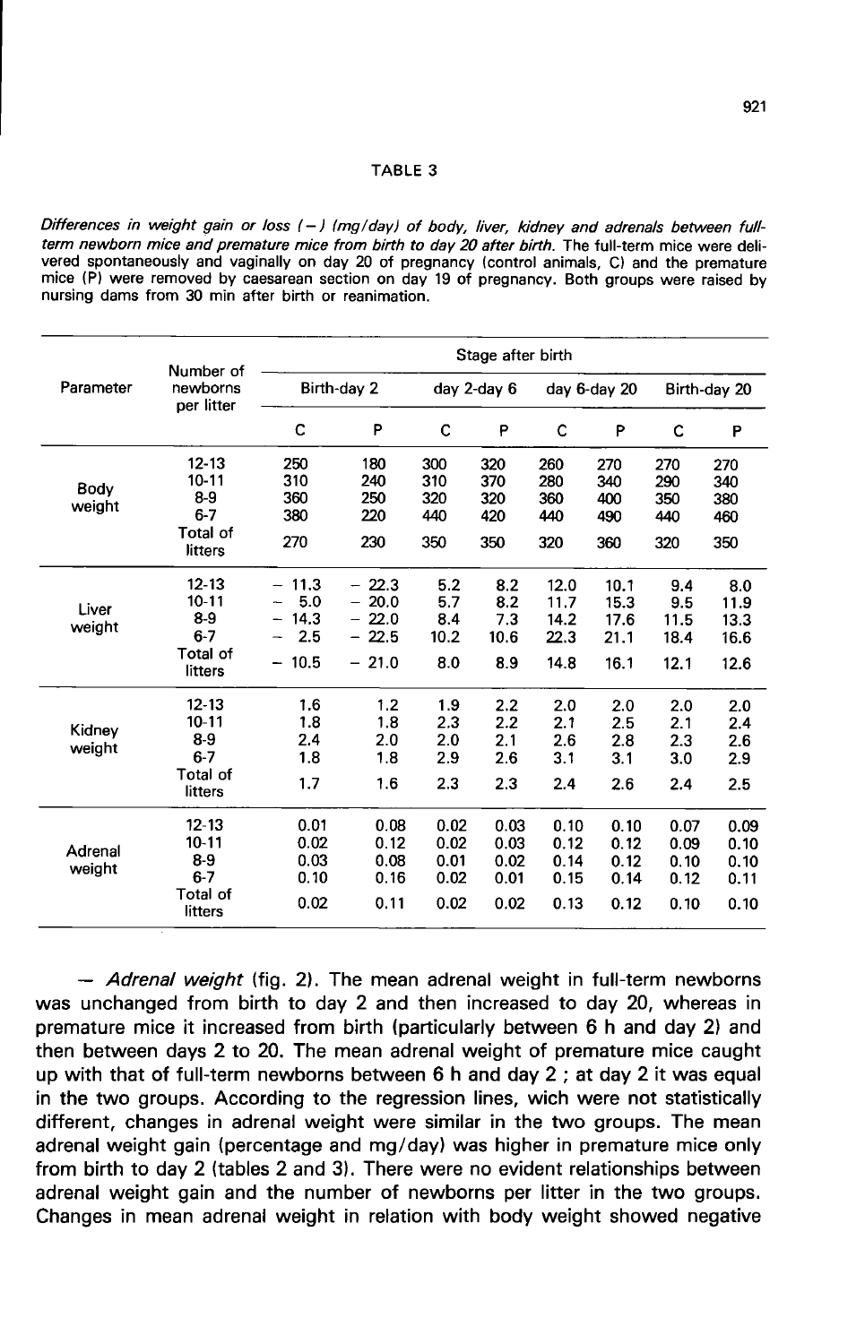TABLE 3

*Differences in weight gain or loss (−) (mg/day) of body, liver, kidney and adrenals between full-term newborn mice and premature mice from birth to day 20 after birth.* The full-term mice were delivered spontaneously and vaginally on day 20 of pregnancy (control animals, C) and the premature mice (P) were removed by caesarean section on day 19 of pregnancy. Both groups were raised by nursing dams from 30 min after birth or reanimation.

| Parameter | Number of newborns per litter | Stage after birth | | | | | | | |
|---|---|---|---|---|---|---|---|---|---|
| | | Birth-day 2 | | day 2-day 6 | | day 6-day 20 | | Birth-day 20 | |
| | | C | P | C | P | C | P | C | P |
| Body weight | 12-13 | 250 | 180 | 300 | 320 | 260 | 270 | 270 | 270 |
| | 10-11 | 310 | 240 | 310 | 370 | 280 | 340 | 290 | 340 |
| | 8-9 | 360 | 250 | 320 | 320 | 360 | 400 | 350 | 380 |
| | 6-7 | 380 | 220 | 440 | 420 | 440 | 490 | 440 | 460 |
| | Total of litters | 270 | 230 | 350 | 350 | 320 | 360 | 320 | 350 |
| Liver weight | 12-13 | − 11.3 | − 22.3 | 5.2 | 8.2 | 12.0 | 10.1 | 9.4 | 8.0 |
| | 10-11 | − 5.0 | − 20.0 | 5.7 | 8.2 | 11.7 | 15.3 | 9.5 | 11.9 |
| | 8-9 | − 14.3 | − 22.0 | 8.4 | 7.3 | 14.2 | 17.6 | 11.5 | 13.3 |
| | 6-7 | − 2.5 | − 22.5 | 10.2 | 10.6 | 22.3 | 21.1 | 18.4 | 16.6 |
| | Total of litters | − 10.5 | − 21.0 | 8.0 | 8.9 | 14.8 | 16.1 | 12.1 | 12.6 |
| Kidney weight | 12-13 | 1.6 | 1.2 | 1.9 | 2.2 | 2.0 | 2.0 | 2.0 | 2.0 |
| | 10-11 | 1.8 | 1.8 | 2.3 | 2.2 | 2.1 | 2.5 | 2.1 | 2.4 |
| | 8-9 | 2.4 | 2.0 | 2.0 | 2.1 | 2.6 | 2.8 | 2.3 | 2.6 |
| | 6-7 | 1.8 | 1.8 | 2.9 | 2.6 | 3.1 | 3.1 | 3.0 | 2.9 |
| | Total of litters | 1.7 | 1.6 | 2.3 | 2.3 | 2.4 | 2.6 | 2.4 | 2.5 |
| Adrenal weight | 12-13 | 0.01 | 0.08 | 0.02 | 0.03 | 0.10 | 0.10 | 0.07 | 0.09 |
| | 10-11 | 0.02 | 0.12 | 0.02 | 0.03 | 0.12 | 0.12 | 0.09 | 0.10 |
| | 8-9 | 0.03 | 0.08 | 0.01 | 0.02 | 0.14 | 0.12 | 0.10 | 0.10 |
| | 6-7 | 0.10 | 0.16 | 0.02 | 0.01 | 0.15 | 0.14 | 0.12 | 0.11 |
| | Total of litters | 0.02 | 0.11 | 0.02 | 0.02 | 0.13 | 0.12 | 0.10 | 0.10 |

— *Adrenal weight* (fig. 2). The mean adrenal weight in full-term newborns was unchanged from birth to day 2 and then increased to day 20, whereas in premature mice it increased from birth (particularly between 6 h and day 2) and then between days 2 to 20. The mean adrenal weight of premature mice caught up with that of full-term newborns between 6 h and day 2 ; at day 2 it was equal in the two groups. According to the regression lines, wich were not statistically different, changes in adrenal weight were similar in the two groups. The mean adrenal weight gain (percentage and mg/day) was higher in premature mice only from birth to day 2 (tables 2 and 3). There were no evident relationships between adrenal weight gain and the number of newborns per litter in the two groups. Changes in mean adrenal weight in relation with body weight showed negative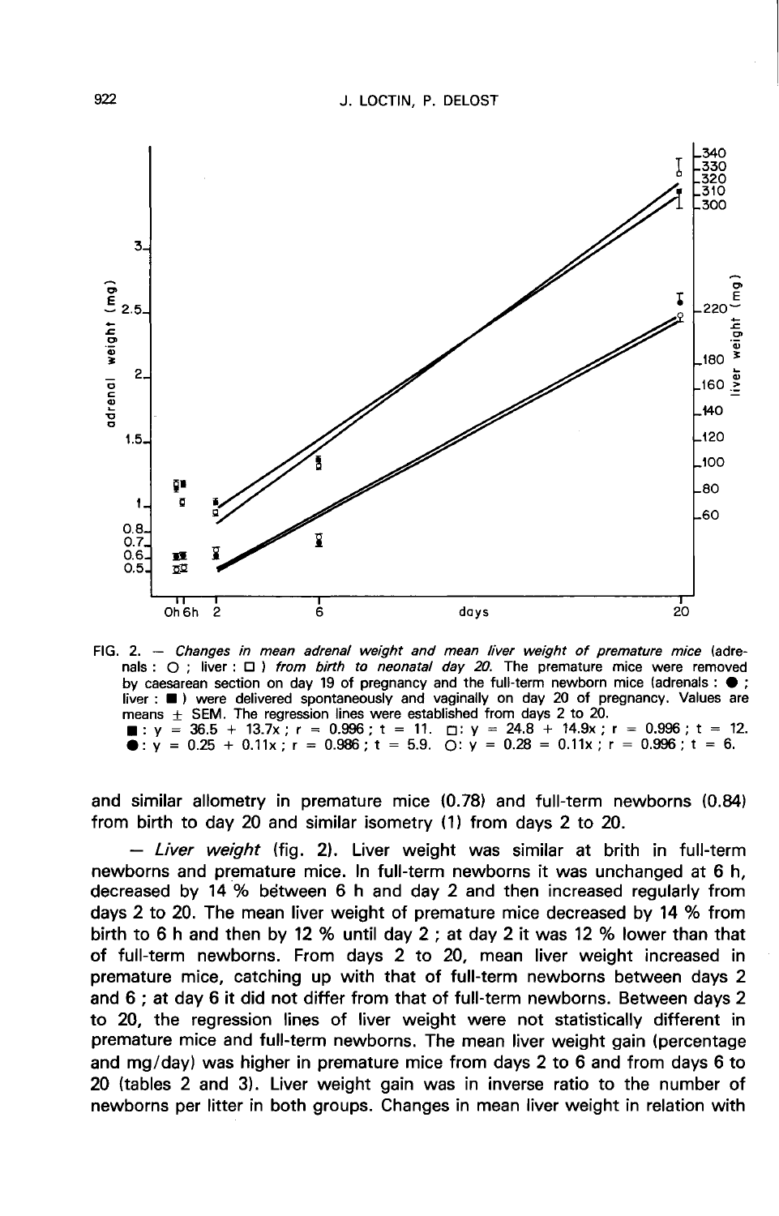FIG. 2. — *Changes in mean adrenal weight and mean liver weight of premature mice* (adrenals : ○ ; liver : □ ) *from birth to neonatal day 20.* The premature mice were removed by caesarean section on day 19 of pregnancy and the full-term newborn mice (adrenals : ● ; liver : ■ ) were delivered spontaneously and vaginally on day 20 of pregnancy. Values are means ± SEM. The regression lines were established from days 2 to 20.
■ : $y = 36.5 + 13.7x$ ; $r = 0.996$ ; $t = 11$. □: $y = 24.8 + 14.9x$ ; $r = 0.996$ ; $t = 12$.
● : $y = 0.25 + 0.11x$ ; $r = 0.986$ ; $t = 5.9$. ○: $y = 0.28 = 0.11x$ ; $r = 0.996$ ; $t = 6$.

and similar allometry in premature mice (0.78) and full-term newborns (0.84) from birth to day 20 and similar isometry (1) from days 2 to 20.

— *Liver weight* (fig. 2). Liver weight was similar at brith in full-term newborns and premature mice. In full-term newborns it was unchanged at 6 h, decreased by 14 % between 6 h and day 2 and then increased regularly from days 2 to 20. The mean liver weight of premature mice decreased by 14 % from birth to 6 h and then by 12 % until day 2 ; at day 2 it was 12 % lower than that of full-term newborns. From days 2 to 20, mean liver weight increased in premature mice, catching up with that of full-term newborns between days 2 and 6 ; at day 6 it did not differ from that of full-term newborns. Between days 2 to 20, the regression lines of liver weight were not statistically different in premature mice and full-term newborns. The mean liver weight gain (percentage and mg/day) was higher in premature mice from days 2 to 6 and from days 6 to 20 (tables 2 and 3). Liver weight gain was in inverse ratio to the number of newborns per litter in both groups. Changes in mean liver weight in relation with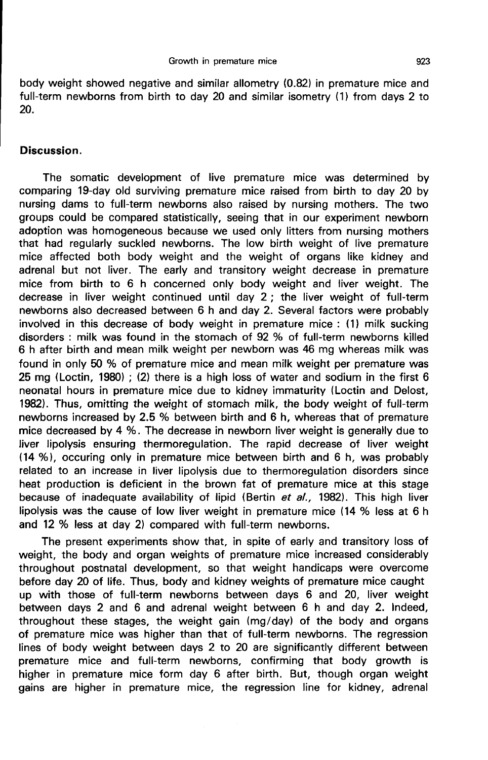body weight showed negative and similar allometry (0.82) in premature mice and full-term newborns from birth to day 20 and similar isometry (1) from days 2 to 20.

## Discussion.

The somatic development of live premature mice was determined by comparing 19-day old surviving premature mice raised from birth to day 20 by nursing dams to full-term newborns also raised by nursing mothers. The two groups could be compared statistically, seeing that in our experiment newborn adoption was homogeneous because we used only litters from nursing mothers that had regularly suckled newborns. The low birth weight of live premature mice affected both body weight and the weight of organs like kidney and adrenal but not liver. The early and transitory weight decrease in premature mice from birth to 6 h concerned only body weight and liver weight. The decrease in liver weight continued until day 2 ; the liver weight of full-term newborns also decreased between 6 h and day 2. Several factors were probably involved in this decrease of body weight in premature mice : (1) milk sucking disorders : milk was found in the stomach of 92 % of full-term newborns killed 6 h after birth and mean milk weight per newborn was 46 mg whereas milk was found in only 50 % of premature mice and mean milk weight per premature was 25 mg (Loctin, 1980) ; (2) there is a high loss of water and sodium in the first 6 neonatal hours in premature mice due to kidney immaturity (Loctin and Delost, 1982). Thus, omitting the weight of stomach milk, the body weight of full-term newborns increased by 2.5 % between birth and 6 h, whereas that of premature mice decreased by 4 %. The decrease in newborn liver weight is generally due to liver lipolysis ensuring thermoregulation. The rapid decrease of liver weight (14 %), occuring only in premature mice between birth and 6 h, was probably related to an increase in liver lipolysis due to thermoregulation disorders since heat production is deficient in the brown fat of premature mice at this stage because of inadequate availability of lipid (Bertin *et al.*, 1982). This high liver lipolysis was the cause of low liver weight in premature mice (14 % less at 6 h and 12 % less at day 2) compared with full-term newborns.

The present experiments show that, in spite of early and transitory loss of weight, the body and organ weights of premature mice increased considerably throughout postnatal development, so that weight handicaps were overcome before day 20 of life. Thus, body and kidney weights of premature mice caught up with those of full-term newborns between days 6 and 20, liver weight between days 2 and 6 and adrenal weight between 6 h and day 2. Indeed, throughout these stages, the weight gain (mg/day) of the body and organs of premature mice was higher than that of full-term newborns. The regression lines of body weight between days 2 to 20 are significantly different between premature mice and full-term newborns, confirming that body growth is higher in premature mice form day 6 after birth. But, though organ weight gains are higher in premature mice, the regression line for kidney, adrenal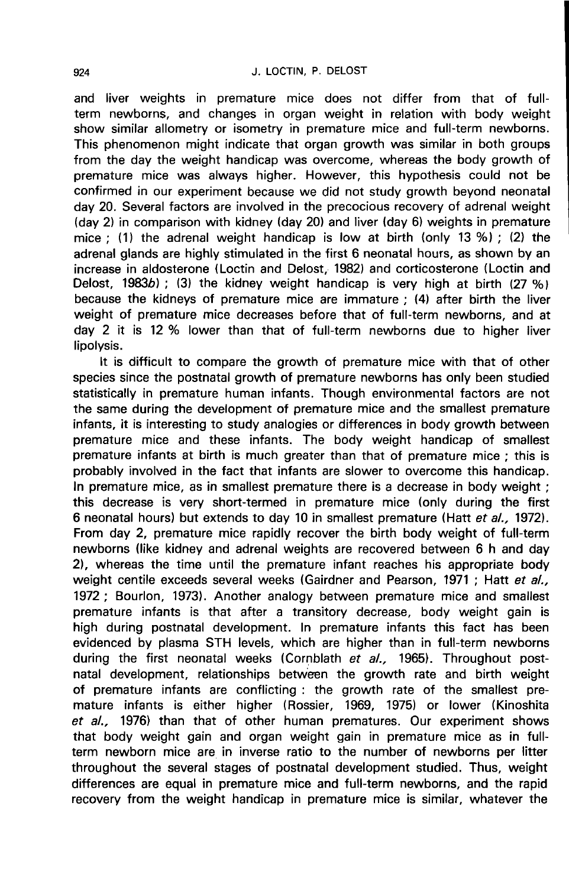and liver weights in premature mice does not differ from that of full-term newborns, and changes in organ weight in relation with body weight show similar allometry or isometry in premature mice and full-term newborns. This phenomenon might indicate that organ growth was similar in both groups from the day the weight handicap was overcome, whereas the body growth of premature mice was always higher. However, this hypothesis could not be confirmed in our experiment because we did not study growth beyond neonatal day 20. Several factors are involved in the precocious recovery of adrenal weight (day 2) in comparison with kidney (day 20) and liver (day 6) weights in premature mice ; (1) the adrenal weight handicap is low at birth (only 13 %) ; (2) the adrenal glands are highly stimulated in the first 6 neonatal hours, as shown by an increase in aldosterone (Loctin and Delost, 1982) and corticosterone (Loctin and Delost, 1983*b*) ; (3) the kidney weight handicap is very high at birth (27 %) because the kidneys of premature mice are immature ; (4) after birth the liver weight of premature mice decreases before that of full-term newborns, and at day 2 it is 12 % lower than that of full-term newborns due to higher liver lipolysis.

It is difficult to compare the growth of premature mice with that of other species since the postnatal growth of premature newborns has only been studied statistically in premature human infants. Though environmental factors are not the same during the development of premature mice and the smallest premature infants, it is interesting to study analogies or differences in body growth between premature mice and these infants. The body weight handicap of smallest premature infants at birth is much greater than that of premature mice ; this is probably involved in the fact that infants are slower to overcome this handicap. In premature mice, as in smallest premature there is a decrease in body weight ; this decrease is very short-termed in premature mice (only during the first 6 neonatal hours) but extends to day 10 in smallest premature (Hatt *et al.*, 1972). From day 2, premature mice rapidly recover the birth body weight of full-term newborns (like kidney and adrenal weights are recovered between 6 h and day 2), whereas the time until the premature infant reaches his appropriate body weight centile exceeds several weeks (Gairdner and Pearson, 1971 ; Hatt *et al.*, 1972 ; Bourlon, 1973). Another analogy between premature mice and smallest premature infants is that after a transitory decrease, body weight gain is high during postnatal development. In premature infants this fact has been evidenced by plasma STH levels, which are higher than in full-term newborns during the first neonatal weeks (Cornblath *et al.*, 1965). Throughout postnatal development, relationships between the growth rate and birth weight of premature infants are conflicting : the growth rate of the smallest premature infants is either higher (Rossier, 1969, 1975) or lower (Kinoshita *et al.*, 1976) than that of other human prematures. Our experiment shows that body weight gain and organ weight gain in premature mice as in full-term newborn mice are in inverse ratio to the number of newborns per litter throughout the several stages of postnatal development studied. Thus, weight differences are equal in premature mice and full-term newborns, and the rapid recovery from the weight handicap in premature mice is similar, whatever the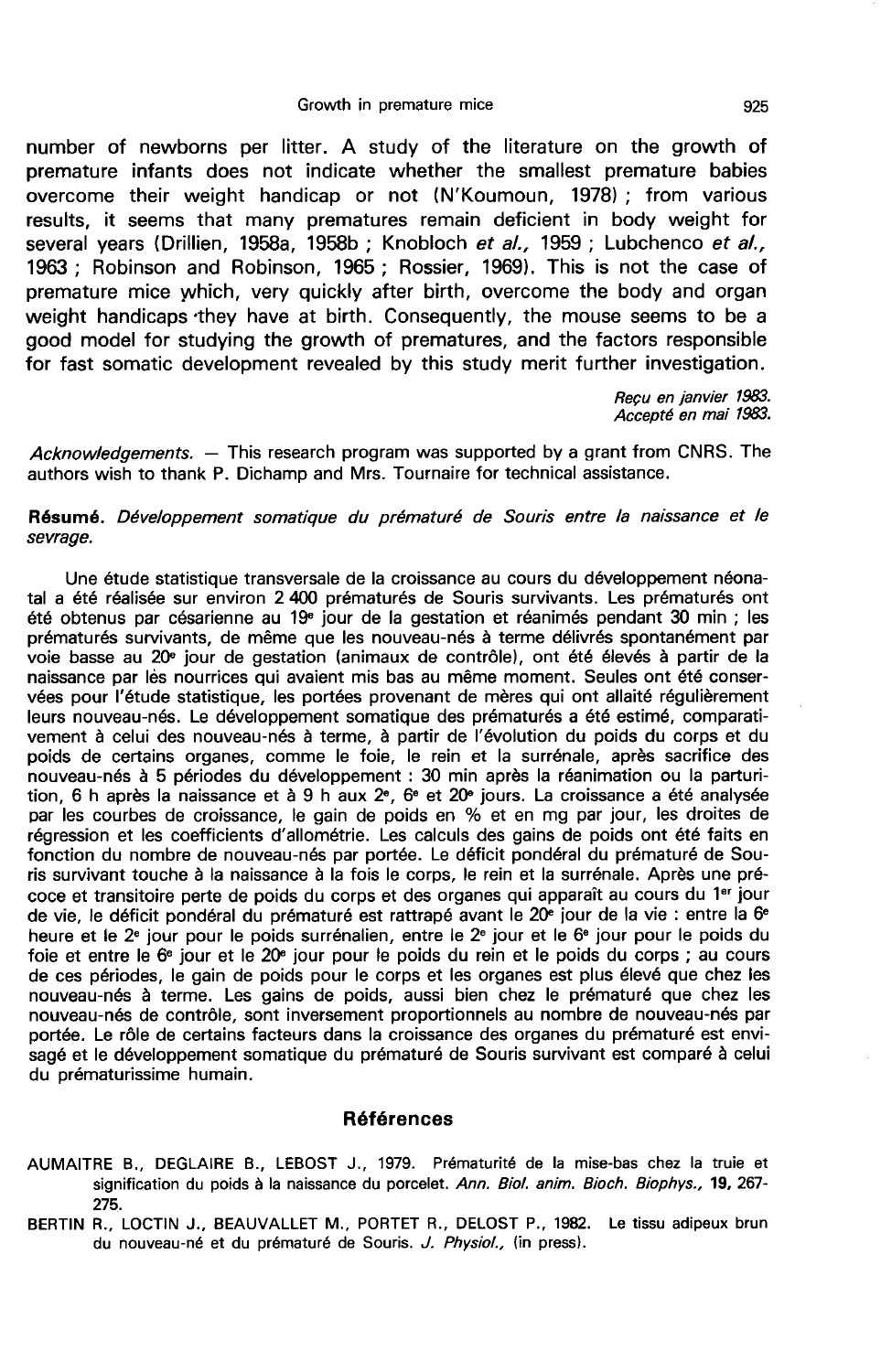number of newborns per litter. A study of the literature on the growth of premature infants does not indicate whether the smallest premature babies overcome their weight handicap or not (N'Koumoun, 1978) ; from various results, it seems that many prematures remain deficient in body weight for several years (Drillien, 1958a, 1958b ; Knobloch *et al.*, 1959 ; Lubchenco *et al.*, 1963 ; Robinson and Robinson, 1965 ; Rossier, 1969). This is not the case of premature mice which, very quickly after birth, overcome the body and organ weight handicaps they have at birth. Consequently, the mouse seems to be a good model for studying the growth of prematures, and the factors responsible for fast somatic development revealed by this study merit further investigation.

*Reçu en janvier 1983.*
*Accepté en mai 1983.*

*Acknowledgements.* — This research program was supported by a grant from CNRS. The authors wish to thank P. Dichamp and Mrs. Tournaire for technical assistance.

**Résumé.** *Développement somatique du prématuré de Souris entre la naissance et le sevrage.*

Une étude statistique transversale de la croissance au cours du développement néonatal a été réalisée sur environ 2 400 prématurés de Souris survivants. Les prématurés ont été obtenus par césarienne au 19e jour de la gestation et réanimés pendant 30 min ; les prématurés survivants, de même que les nouveau-nés à terme délivrés spontanément par voie basse au 20e jour de gestation (animaux de contrôle), ont été élevés à partir de la naissance par les nourrices qui avaient mis bas au même moment. Seules ont été conservées pour l'étude statistique, les portées provenant de mères qui ont allaité régulièrement leurs nouveau-nés. Le développement somatique des prématurés a été estimé, comparativement à celui des nouveau-nés à terme, à partir de l'évolution du poids du corps et du poids de certains organes, comme le foie, le rein et la surrénale, après sacrifice des nouveau-nés à 5 périodes du développement : 30 min après la réanimation ou la parturition, 6 h après la naissance et à 9 h aux 2e, 6e et 20e jours. La croissance a été analysée par les courbes de croissance, le gain de poids en % et en mg par jour, les droites de régression et les coefficients d'allométrie. Les calculs des gains de poids ont été faits en fonction du nombre de nouveau-nés par portée. Le déficit pondéral du prématuré de Souris survivant touche à la naissance à la fois le corps, le rein et la surrénale. Après une précoce et transitoire perte de poids du corps et des organes qui apparaît au cours du 1er jour de vie, le déficit pondéral du prématuré est rattrapé avant le 20e jour de la vie : entre la 6e heure et le 2e jour pour le poids surrénalien, entre le 2e jour et le 6e jour pour le poids du foie et entre le 6e jour et le 20e jour pour le poids du rein et le poids du corps ; au cours de ces périodes, le gain de poids pour le corps et les organes est plus élevé que chez les nouveau-nés à terme. Les gains de poids, aussi bien chez le prématuré que chez les nouveau-nés de contrôle, sont inversement proportionnels au nombre de nouveau-nés par portée. Le rôle de certains facteurs dans la croissance des organes du prématuré est envisagé et le développement somatique du prématuré de Souris survivant est comparé à celui du prématurissime humain.

## Références

AUMAITRE B., DEGLAIRE B., LEBOST J., 1979. Prématurité de la mise-bas chez la truie et signification du poids à la naissance du porcelet. *Ann. Biol. anim. Bioch. Biophys.*, **19**, 267-275.

BERTIN R., LOCTIN J., BEAUVALLET M., PORTET R., DELOST P., 1982. Le tissu adipeux brun du nouveau-né et du prématuré de Souris. *J. Physiol.*, (in press).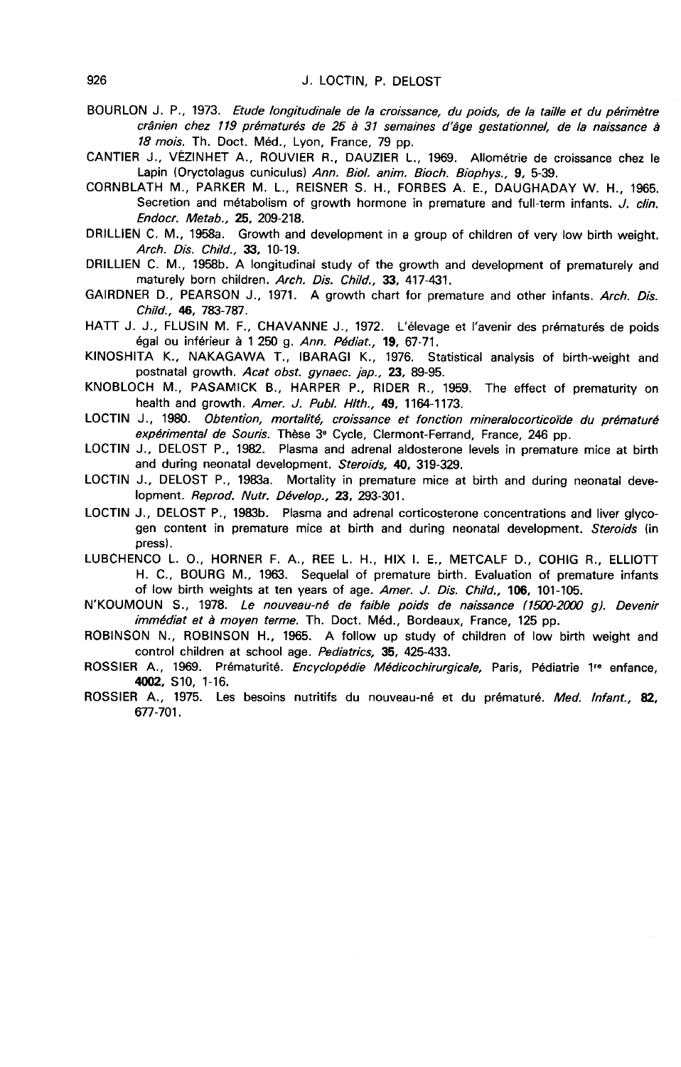BOURLON J. P., 1973. *Etude longitudinale de la croissance, du poids, de la taille et du périmètre crânien chez 119 prématurés de 25 à 31 semaines d'âge gestationnel, de la naissance à 18 mois.* Th. Doct. Méd., Lyon, France, 79 pp.

CANTIER J., VÉZINHET A., ROUVIER R., DAUZIER L., 1969. Allométrie de croissance chez le Lapin (Oryctolagus cuniculus) *Ann. Biol. anim. Bioch. Biophys.*, **9**, 5-39.

CORNBLATH M., PARKER M. L., REISNER S. H., FORBES A. E., DAUGHADAY W. H., 1965. Secretion and métabolism of growth hormone in premature and full-term infants. *J. clin. Endocr. Metab.*, **25**, 209-218.

DRILLIEN C. M., 1958a. Growth and development in a group of children of very low birth weight. *Arch. Dis. Child.*, **33**, 10-19.

DRILLIEN C. M., 1958b. A longitudinal study of the growth and development of prematurely and maturely born children. *Arch. Dis. Child.*, **33**, 417-431.

GAIRDNER D., PEARSON J., 1971. A growth chart for premature and other infants. *Arch. Dis. Child.*, **46**, 783-787.

HATT J. J., FLUSIN M. F., CHAVANNE J., 1972. L'élevage et l'avenir des prématurés de poids égal ou inférieur à 1 250 g. *Ann. Pédiat.*, **19**, 67-71.

KINOSHITA K., NAKAGAWA T., IBARAGI K., 1976. Statistical analysis of birth-weight and postnatal growth. *Acat obst. gynaec. jap.*, **23**, 89-95.

KNOBLOCH M., PASAMICK B., HARPER P., RIDER R., 1959. The effect of prematurity on health and growth. *Amer. J. Publ. Hlth.*, **49**, 1164-1173.

LOCTIN J., 1980. *Obtention, mortalité, croissance et fonction mineralocorticoïde du prématuré expérimental de Souris.* Thèse 3e Cycle, Clermont-Ferrand, France, 246 pp.

LOCTIN J., DELOST P., 1982. Plasma and adrenal aldosterone levels in premature mice at birth and during neonatal development. *Steroids*, **40**, 319-329.

LOCTIN J., DELOST P., 1983a. Mortality in premature mice at birth and during neonatal development. *Reprod. Nutr. Dévelop.*, **23**, 293-301.

LOCTIN J., DELOST P., 1983b. Plasma and adrenal corticosterone concentrations and liver glycogen content in premature mice at birth and during neonatal development. *Steroids* (in press).

LUBCHENCO L. O., HORNER F. A., REE L. H., HIX I. E., METCALF D., COHIG R., ELLIOTT H. C., BOURG M., 1963. Sequelal of premature birth. Evaluation of premature infants of low birth weights at ten years of age. *Amer. J. Dis. Child.*, **106**, 101-105.

N'KOUMOUN S., 1978. *Le nouveau-né de faible poids de naissance (1500-2000 g). Devenir immédiat et à moyen terme.* Th. Doct. Méd., Bordeaux, France, 125 pp.

ROBINSON N., ROBINSON H., 1965. A follow up study of children of low birth weight and control children at school age. *Pediatrics*, **35**, 425-433.

ROSSIER A., 1969. Prématurité. *Encyclopédie Médicochirurgicale*, Paris, Pédiatrie 1re enfance, **4002**, S10, 1-16.

ROSSIER A., 1975. Les besoins nutritifs du nouveau-né et du prématuré. *Med. Infant.*, **82**, 677-701.